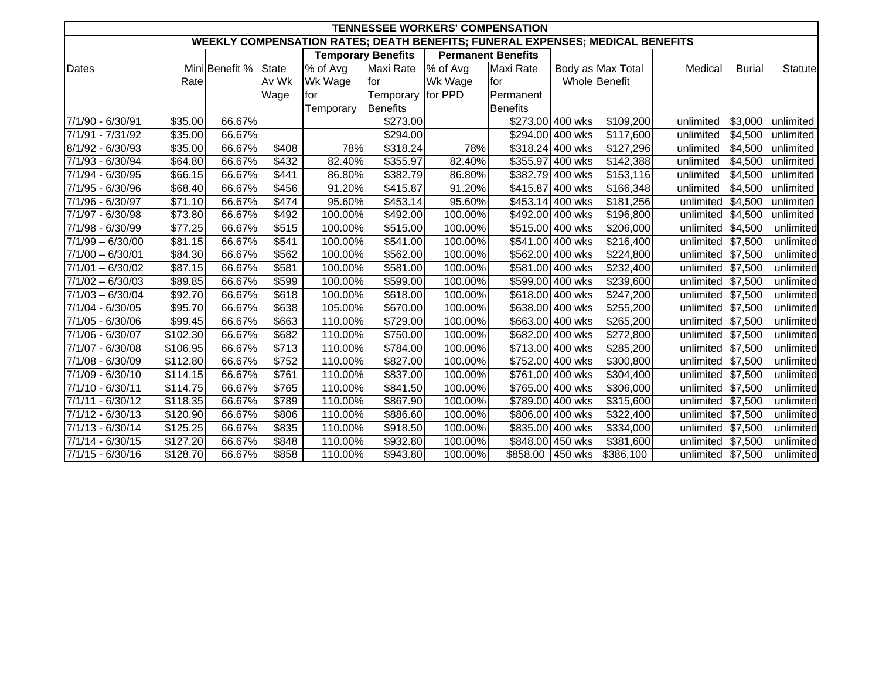| TENNESSEE WORKERS' COMPENSATION | | | | | | | | | | | | | |
|---|---|---|---|---|---|---|---|---|---|---|---|---|---|
| WEEKLY COMPENSATION RATES; DEATH BENEFITS; FUNERAL EXPENSES; MEDICAL BENEFITS | | | | | | | | | | | | | |
| | | | | Temporary Benefits | | Permanent Benefits | | | | | | | |
| Dates | Mini Rate | Benefit % | State Av Wk Wage | % of Avg Wk Wage for Temporary | Maxi Rate for Temporary Benefits | % of Avg Wk Wage for PPD | Maxi Rate for Permanent Benefits | Body as Whole | Max Total Benefit | Medical | Burial | Statute |
| 7/1/90 - 6/30/91 | $35.00 | 66.67% | | | $273.00 | | $273.00 | 400 wks | $109,200 | unlimited | $3,000 | unlimited |
| 7/1/91 - 7/31/92 | $35.00 | 66.67% | | | $294.00 | | $294.00 | 400 wks | $117,600 | unlimited | $4,500 | unlimited |
| 8/1/92 - 6/30/93 | $35.00 | 66.67% | $408 | 78% | $318.24 | 78% | $318.24 | 400 wks | $127,296 | unlimited | $4,500 | unlimited |
| 7/1/93 - 6/30/94 | $64.80 | 66.67% | $432 | 82.40% | $355.97 | 82.40% | $355.97 | 400 wks | $142,388 | unlimited | $4,500 | unlimited |
| 7/1/94 - 6/30/95 | $66.15 | 66.67% | $441 | 86.80% | $382.79 | 86.80% | $382.79 | 400 wks | $153,116 | unlimited | $4,500 | unlimited |
| 7/1/95 - 6/30/96 | $68.40 | 66.67% | $456 | 91.20% | $415.87 | 91.20% | $415.87 | 400 wks | $166,348 | unlimited | $4,500 | unlimited |
| 7/1/96 - 6/30/97 | $71.10 | 66.67% | $474 | 95.60% | $453.14 | 95.60% | $453.14 | 400 wks | $181,256 | unlimited | $4,500 | unlimited |
| 7/1/97 - 6/30/98 | $73.80 | 66.67% | $492 | 100.00% | $492.00 | 100.00% | $492.00 | 400 wks | $196,800 | unlimited | $4,500 | unlimited |
| 7/1/98 - 6/30/99 | $77.25 | 66.67% | $515 | 100.00% | $515.00 | 100.00% | $515.00 | 400 wks | $206,000 | unlimited | $4,500 | unlimited |
| 7/1/99 – 6/30/00 | $81.15 | 66.67% | $541 | 100.00% | $541.00 | 100.00% | $541.00 | 400 wks | $216,400 | unlimited | $7,500 | unlimited |
| 7/1/00 – 6/30/01 | $84.30 | 66.67% | $562 | 100.00% | $562.00 | 100.00% | $562.00 | 400 wks | $224,800 | unlimited | $7,500 | unlimited |
| 7/1/01 – 6/30/02 | $87.15 | 66.67% | $581 | 100.00% | $581.00 | 100.00% | $581.00 | 400 wks | $232,400 | unlimited | $7,500 | unlimited |
| 7/1/02 – 6/30/03 | $89.85 | 66.67% | $599 | 100.00% | $599.00 | 100.00% | $599.00 | 400 wks | $239,600 | unlimited | $7,500 | unlimited |
| 7/1/03 – 6/30/04 | $92.70 | 66.67% | $618 | 100.00% | $618.00 | 100.00% | $618.00 | 400 wks | $247,200 | unlimited | $7,500 | unlimited |
| 7/1/04 - 6/30/05 | $95.70 | 66.67% | $638 | 105.00% | $670.00 | 100.00% | $638.00 | 400 wks | $255,200 | unlimited | $7,500 | unlimited |
| 7/1/05 - 6/30/06 | $99.45 | 66.67% | $663 | 110.00% | $729.00 | 100.00% | $663.00 | 400 wks | $265,200 | unlimited | $7,500 | unlimited |
| 7/1/06 - 6/30/07 | $102.30 | 66.67% | $682 | 110.00% | $750.00 | 100.00% | $682.00 | 400 wks | $272,800 | unlimited | $7,500 | unlimited |
| 7/1/07 - 6/30/08 | $106.95 | 66.67% | $713 | 110.00% | $784.00 | 100.00% | $713.00 | 400 wks | $285,200 | unlimited | $7,500 | unlimited |
| 7/1/08 - 6/30/09 | $112.80 | 66.67% | $752 | 110.00% | $827.00 | 100.00% | $752.00 | 400 wks | $300,800 | unlimited | $7,500 | unlimited |
| 7/1/09 - 6/30/10 | $114.15 | 66.67% | $761 | 110.00% | $837.00 | 100.00% | $761.00 | 400 wks | $304,400 | unlimited | $7,500 | unlimited |
| 7/1/10 - 6/30/11 | $114.75 | 66.67% | $765 | 110.00% | $841.50 | 100.00% | $765.00 | 400 wks | $306,000 | unlimited | $7,500 | unlimited |
| 7/1/11 - 6/30/12 | $118.35 | 66.67% | $789 | 110.00% | $867.90 | 100.00% | $789.00 | 400 wks | $315,600 | unlimited | $7,500 | unlimited |
| 7/1/12 - 6/30/13 | $120.90 | 66.67% | $806 | 110.00% | $886.60 | 100.00% | $806.00 | 400 wks | $322,400 | unlimited | $7,500 | unlimited |
| 7/1/13 - 6/30/14 | $125.25 | 66.67% | $835 | 110.00% | $918.50 | 100.00% | $835.00 | 400 wks | $334,000 | unlimited | $7,500 | unlimited |
| 7/1/14 - 6/30/15 | $127.20 | 66.67% | $848 | 110.00% | $932.80 | 100.00% | $848.00 | 450 wks | $381,600 | unlimited | $7,500 | unlimited |
| 7/1/15 - 6/30/16 | $128.70 | 66.67% | $858 | 110.00% | $943.80 | 100.00% | $858.00 | 450 wks | $386,100 | unlimited | $7,500 | unlimited |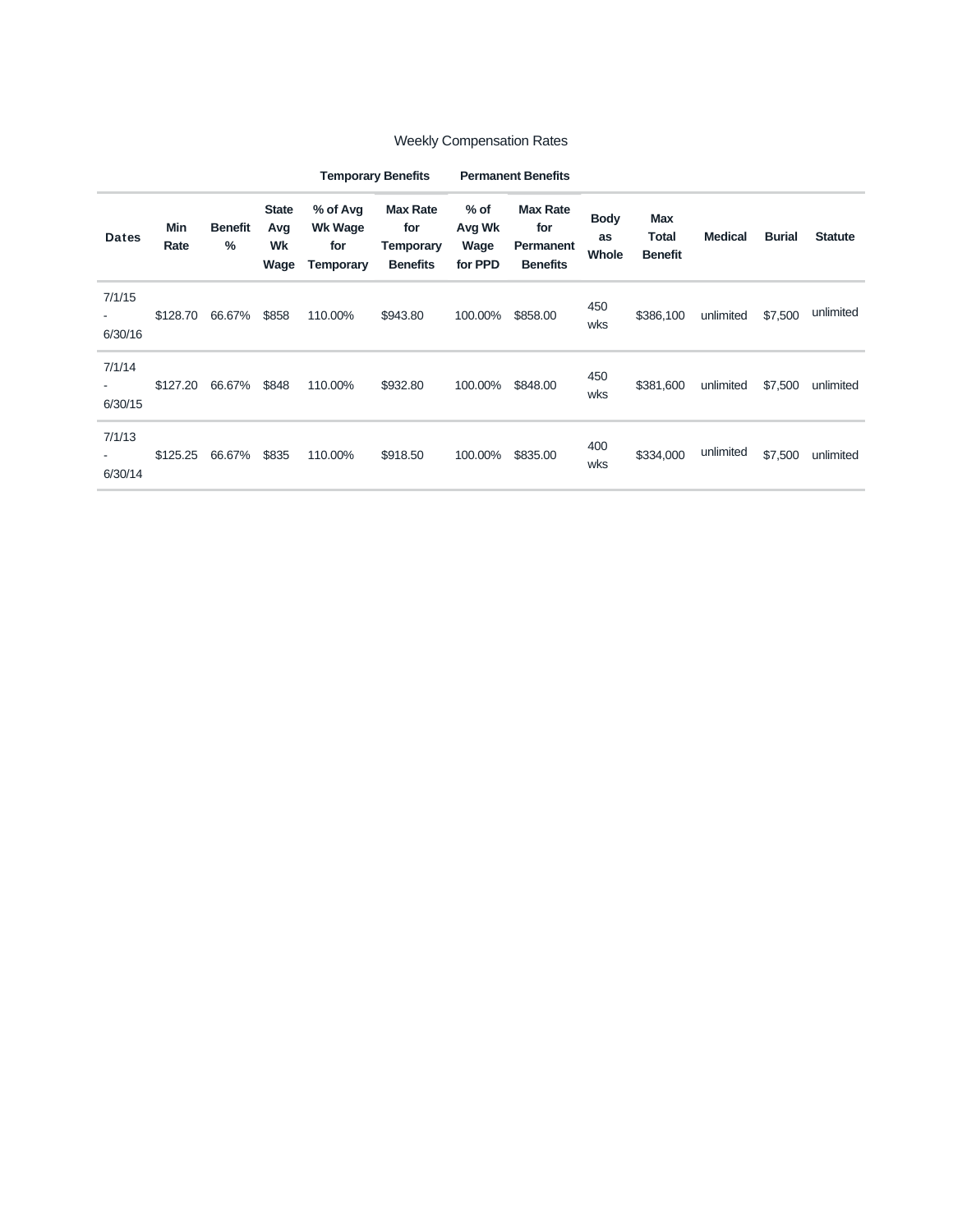Weekly Compensation Rates

| | | | | Temporary Benefits | | Permanent Benefits | | | | | | |
|---|---|---|---|---|---|---|---|---|---|---|---|---|
| **Dates** | **Min Rate** | **Benefit %** | **State Avg Wk Wage** | **% of Avg Wk Wage for Temporary** | **Max Rate for Temporary Benefits** | **% of Avg Wk Wage for PPD** | **Max Rate for Permanent Benefits** | **Body as Whole** | **Max Total Benefit** | **Medical** | **Burial** | **Statute** |
| 7/1/15 - 6/30/16 | $128.70 | 66.67% | $858 | 110.00% | $943.80 | 100.00% | $858.00 | 450 wks | $386,100 | unlimited | $7,500 | unlimited |
| 7/1/14 - 6/30/15 | $127.20 | 66.67% | $848 | 110.00% | $932.80 | 100.00% | $848.00 | 450 wks | $381,600 | unlimited | $7,500 | unlimited |
| 7/1/13 - 6/30/14 | $125.25 | 66.67% | $835 | 110.00% | $918.50 | 100.00% | $835.00 | 400 wks | $334,000 | unlimited | $7,500 | unlimited |